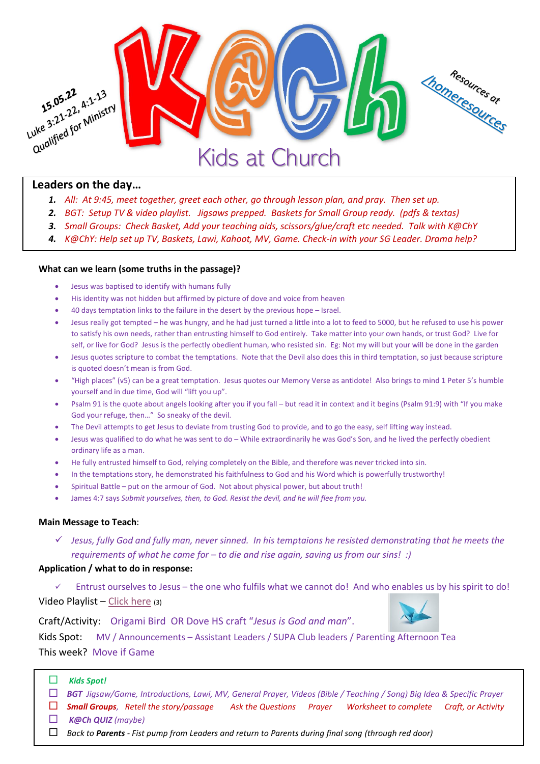15.05.22
Luke 3:21-22, 4:1-13
Qualified for Ministry

# K@Ch

Kids at Church

Resources at homeresources

## Leaders on the day…

1. *All: At 9:45, meet together, greet each other, go through lesson plan, and pray. Then set up.*
2. *BGT: Setup TV & video playlist. Jigsaws prepped. Baskets for Small Group ready. (pdfs & textas)*
3. *Small Groups: Check Basket, Add your teaching aids, scissors/glue/craft etc needed. Talk with K@ChY*
4. *K@ChY: Help set up TV, Baskets, Lawi, Kahoot, MV, Game. Check-in with your SG Leader. Drama help?*

**What can we learn (some truths in the passage)?**

- Jesus was baptised to identify with humans fully
- His identity was not hidden but affirmed by picture of dove and voice from heaven
- 40 days temptation links to the failure in the desert by the previous hope – Israel.
- Jesus really got tempted – he was hungry, and he had just turned a little into a lot to feed to 5000, but he refused to use his power to satisfy his own needs, rather than entrusting himself to God entirely. Take matter into your own hands, or trust God? Live for self, or live for God? Jesus is the perfectly obedient human, who resisted sin. Eg: Not my will but your will be done in the garden
- Jesus quotes scripture to combat the temptations. Note that the Devil also does this in third temptation, so just because scripture is quoted doesn't mean is from God.
- "High places" (v5) can be a great temptation. Jesus quotes our Memory Verse as antidote! Also brings to mind 1 Peter 5's humble yourself and in due time, God will "lift you up".
- Psalm 91 is the quote about angels looking after you if you fall – but read it in context and it begins (Psalm 91:9) with "If you make God your refuge, then…" So sneaky of the devil.
- The Devil attempts to get Jesus to deviate from trusting God to provide, and to go the easy, self lifting way instead.
- Jesus was qualified to do what he was sent to do – While extraordinarily he was God's Son, and he lived the perfectly obedient ordinary life as a man.
- He fully entrusted himself to God, relying completely on the Bible, and therefore was never tricked into sin.
- In the temptations story, he demonstrated his faithfulness to God and his Word which is powerfully trustworthy!
- Spiritual Battle – put on the armour of God. Not about physical power, but about truth!
- James 4:7 says *Submit yourselves, then, to God. Resist the devil, and he will flee from you.*

**Main Message to Teach**:

✓ *Jesus, fully God and fully man, never sinned. In his temptaions he resisted demonstrating that he meets the requirements of what he came for – to die and rise again, saving us from our sins! :)*

**Application / what to do in response:**

✓ Entrust ourselves to Jesus – the one who fulfils what we cannot do! And who enables us by his spirit to do!

Video Playlist – Click here (3)

Craft/Activity: Origami Bird OR Dove HS craft "*Jesus is God and man*".

Kids Spot: MV / Announcements – Assistant Leaders / SUPA Club leaders / Parenting Afternoon Tea

This week? Move if Game

- ☐ ***Kids Spot!***
- ☐ ***BGT*** *Jigsaw/Game, Introductions, Lawi, MV, General Prayer, Videos (Bible / Teaching / Song) Big Idea & Specific Prayer*
- ☐ ***Small Groups****, Retell the story/passage Ask the Questions Prayer Worksheet to complete Craft, or Activity*
- ☐ ***K@Ch QUIZ*** *(maybe)*
- ☐ *Back to **Parents** - Fist pump from Leaders and return to Parents during final song (through red door)*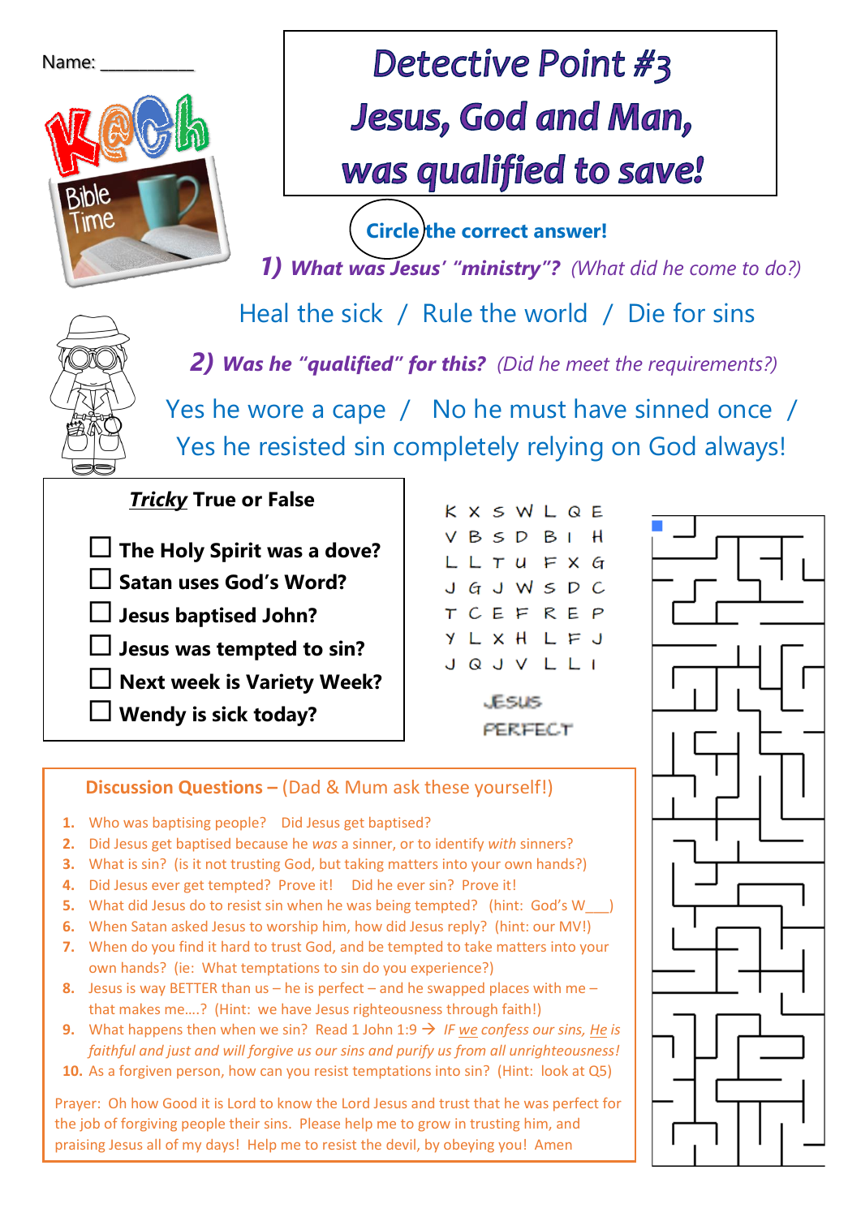Name: __________

# Detective Point #3
# Jesus, God and Man, was qualified to save!

**Circle the correct answer!**

***1) What was Jesus' "ministry"?*** *(What did he come to do?)*

Heal the sick / Rule the world / Die for sins

***2) Was he "qualified" for this?*** *(Did he meet the requirements?)*

Yes he wore a cape / No he must have sinned once / Yes he resisted sin completely relying on God always!

## ***Tricky*** True or False

- ☐ **The Holy Spirit was a dove?**
- ☐ **Satan uses God's Word?**
- ☐ **Jesus baptised John?**
- ☐ **Jesus was tempted to sin?**
- ☐ **Next week is Variety Week?**
- ☐ **Wendy is sick today?**

```
K X S W L Q E
V B S D B I H
L L T U F X G
J G J W S D C
T C E F R E P
Y L X H L F J
J Q J V L L I
```

JESUS
PERFECT

## Discussion Questions – (Dad & Mum ask these yourself!)

1. Who was baptising people? Did Jesus get baptised?
2. Did Jesus get baptised because he *was* a sinner, or to identify *with* sinners?
3. What is sin? (is it not trusting God, but taking matters into your own hands?)
4. Did Jesus ever get tempted? Prove it! Did he ever sin? Prove it!
5. What did Jesus do to resist sin when he was being tempted? (hint: God's W___)
6. When Satan asked Jesus to worship him, how did Jesus reply? (hint: our MV!)
7. When do you find it hard to trust God, and be tempted to take matters into your own hands? (ie: What temptations to sin do you experience?)
8. Jesus is way BETTER than us – he is perfect – and he swapped places with me – that makes me….? (Hint: we have Jesus righteousness through faith!)
9. What happens then when we sin? Read 1 John 1:9 → *IF we confess our sins, He is faithful and just and will forgive us our sins and purify us from all unrighteousness!*
10. As a forgiven person, how can you resist temptations into sin? (Hint: look at Q5)

Prayer: Oh how Good it is Lord to know the Lord Jesus and trust that he was perfect for the job of forgiving people their sins. Please help me to grow in trusting him, and praising Jesus all of my days! Help me to resist the devil, by obeying you! Amen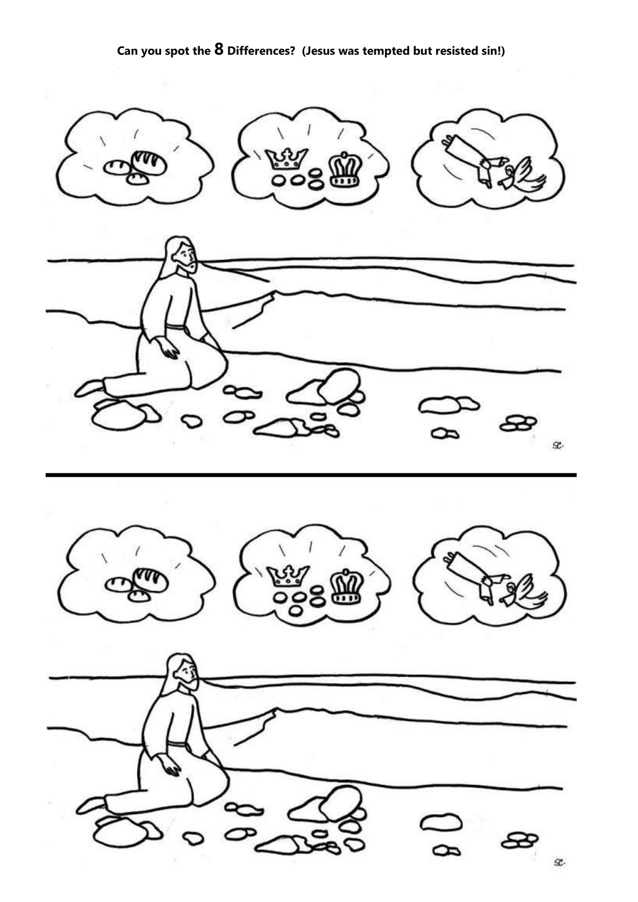**Can you spot the 8 Differences? (Jesus was tempted but resisted sin!)**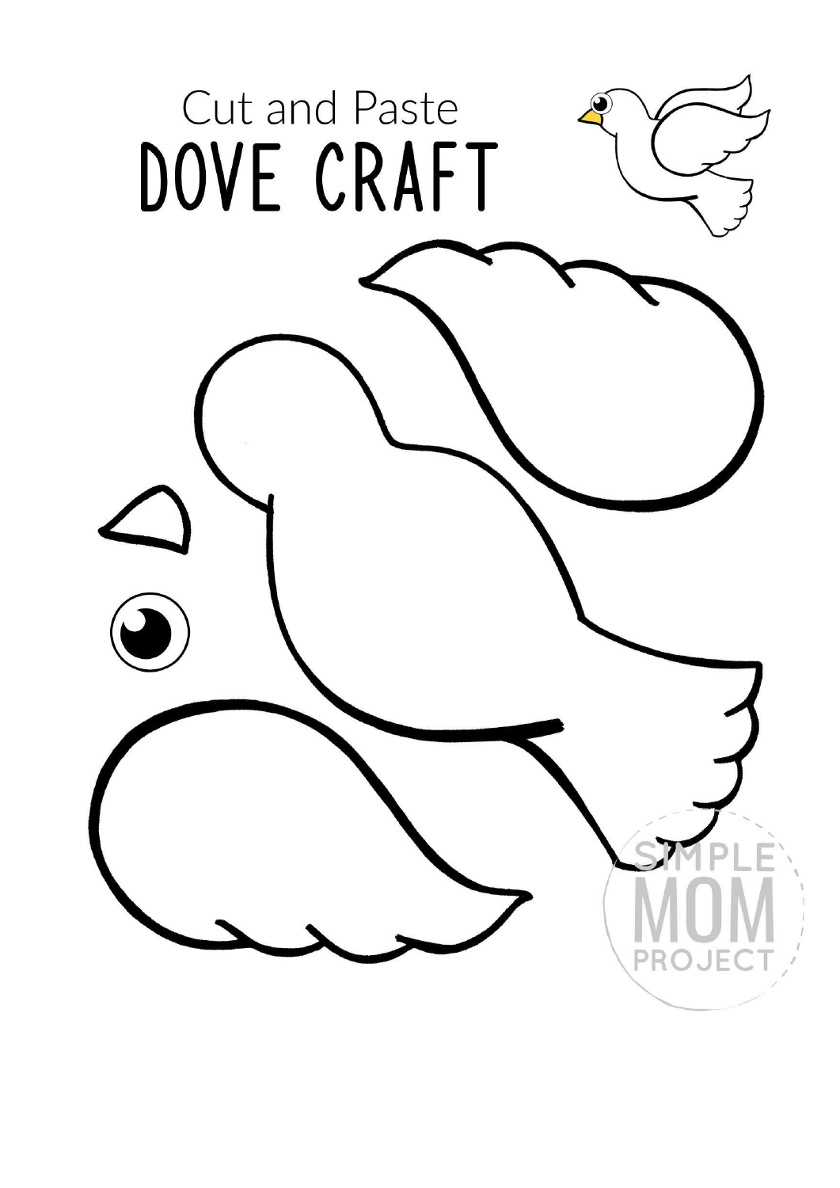Cut and Paste

# DOVE CRAFT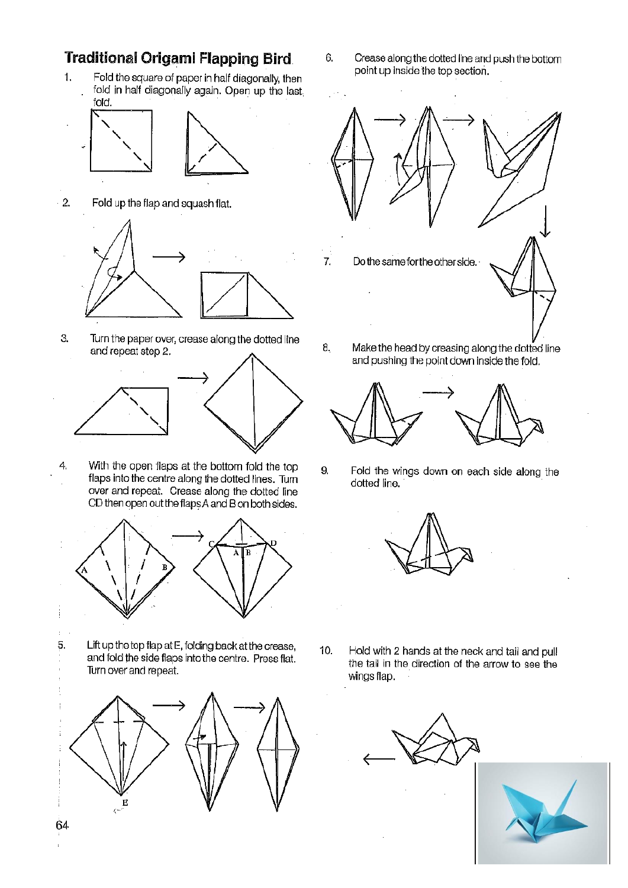# Traditional Origami Flapping Bird

1. Fold the square of paper in half diagonally, then fold in half diagonally again. Open up the last fold.

2. Fold up the flap and squash flat.

3. Turn the paper over, crease along the dotted line and repeat step 2.

4. With the open flaps at the bottom fold the top flaps into the centre along the dotted lines. Turn over and repeat. Crease along the dotted line CD then open out the flaps A and B on both sides.

A B C D

A B

5. Lift up the top flap at E, folding back at the crease, and fold the side flaps into the centre. Press flat. Turn over and repeat.

E

6. Crease along the dotted line and push the bottom point up inside the top section.

7. Do the same for the other side.

8. Make the head by creasing along the dotted line and pushing the point down inside the fold.

9. Fold the wings down on each side along the dotted line.

10. Hold with 2 hands at the neck and tail and pull the tail in the direction of the arrow to see the wings flap.